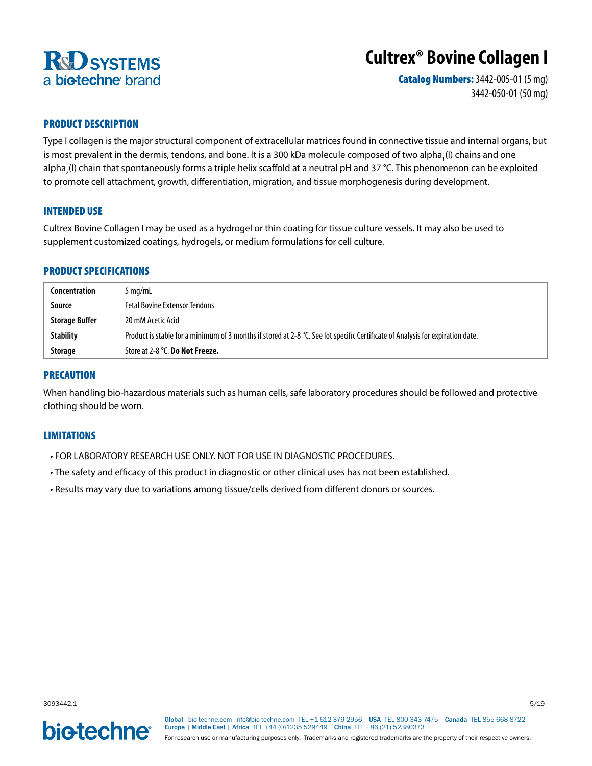R&D SYSTEMS
a bio-techne brand

# Cultrex® Bovine Collagen I

**Catalog Numbers:** 3442-005-01 (5 mg)
3442-050-01 (50 mg)

## PRODUCT DESCRIPTION

Type I collagen is the major structural component of extracellular matrices found in connective tissue and internal organs, but is most prevalent in the dermis, tendons, and bone. It is a 300 kDa molecule composed of two $alpha_1$(I) chains and one $alpha_2$(I) chain that spontaneously forms a triple helix scaffold at a neutral pH and 37 °C. This phenomenon can be exploited to promote cell attachment, growth, differentiation, migration, and tissue morphogenesis during development.

## INTENDED USE

Cultrex Bovine Collagen I may be used as a hydrogel or thin coating for tissue culture vessels. It may also be used to supplement customized coatings, hydrogels, or medium formulations for cell culture.

## PRODUCT SPECIFICATIONS

| | |
|---|---|
| **Concentration** | 5 mg/mL |
| **Source** | Fetal Bovine Extensor Tendons |
| **Storage Buffer** | 20 mM Acetic Acid |
| **Stability** | Product is stable for a minimum of 3 months if stored at 2-8 °C. See lot specific Certificate of Analysis for expiration date. |
| **Storage** | Store at 2-8 °C. **Do Not Freeze.** |

## PRECAUTION

When handling bio-hazardous materials such as human cells, safe laboratory procedures should be followed and protective clothing should be worn.

## LIMITATIONS

- FOR LABORATORY RESEARCH USE ONLY. NOT FOR USE IN DIAGNOSTIC PROCEDURES.
- The safety and efficacy of this product in diagnostic or other clinical uses has not been established.
- Results may vary due to variations among tissue/cells derived from different donors or sources.

3093442.1 5/19

bio-techne

**Global** bio-techne.com info@bio-techne.com TEL +1 612 379 2956 **USA** TEL 800 343 7475 **Canada** TEL 855 668 8722
**Europe | Middle East | Africa** TEL +44 (0)1235 529449 **China** TEL +86 (21) 52380373

For research use or manufacturing purposes only. Trademarks and registered trademarks are the property of their respective owners.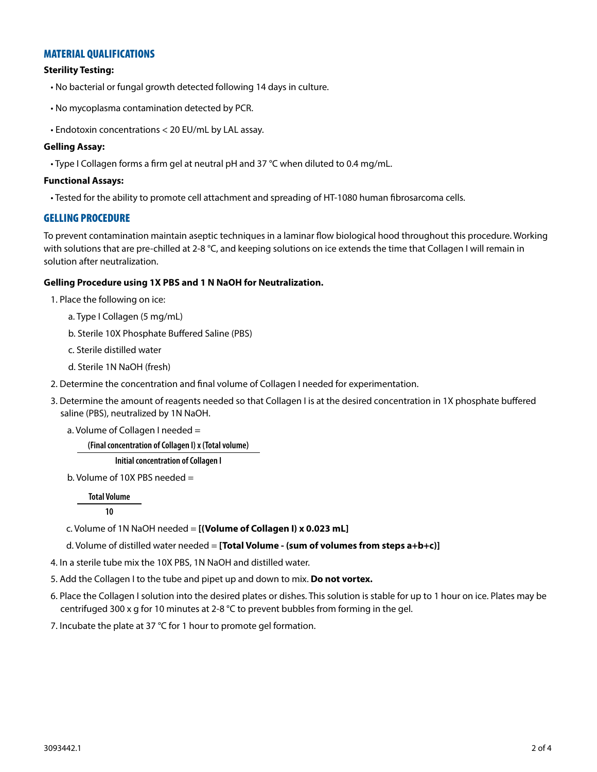## MATERIAL QUALIFICATIONS

**Sterility Testing:**

- No bacterial or fungal growth detected following 14 days in culture.
- No mycoplasma contamination detected by PCR.
- Endotoxin concentrations < 20 EU/mL by LAL assay.

**Gelling Assay:**

- Type I Collagen forms a firm gel at neutral pH and 37 °C when diluted to 0.4 mg/mL.

**Functional Assays:**

- Tested for the ability to promote cell attachment and spreading of HT-1080 human fibrosarcoma cells.

## GELLING PROCEDURE

To prevent contamination maintain aseptic techniques in a laminar flow biological hood throughout this procedure. Working with solutions that are pre-chilled at 2-8 °C, and keeping solutions on ice extends the time that Collagen I will remain in solution after neutralization.

**Gelling Procedure using 1X PBS and 1 N NaOH for Neutralization.**

1. Place the following on ice:
   a. Type I Collagen (5 mg/mL)
   b. Sterile 10X Phosphate Buffered Saline (PBS)
   c. Sterile distilled water
   d. Sterile 1N NaOH (fresh)
2. Determine the concentration and final volume of Collagen I needed for experimentation.
3. Determine the amount of reagents needed so that Collagen I is at the desired concentration in 1X phosphate buffered saline (PBS), neutralized by 1N NaOH.
   a. Volume of Collagen I needed =
   $$\frac{\textbf{(Final concentration of Collagen I) x (Total volume)}}{\textbf{Initial concentration of Collagen I}}$$
   b. Volume of 10X PBS needed =
   $$\frac{\textbf{Total Volume}}{\textbf{10}}$$
   c. Volume of 1N NaOH needed = **[(Volume of Collagen I) x 0.023 mL]**
   d. Volume of distilled water needed = **[Total Volume - (sum of volumes from steps a+b+c)]**
4. In a sterile tube mix the 10X PBS, 1N NaOH and distilled water.
5. Add the Collagen I to the tube and pipet up and down to mix. **Do not vortex.**
6. Place the Collagen I solution into the desired plates or dishes. This solution is stable for up to 1 hour on ice. Plates may be centrifuged 300 x g for 10 minutes at 2-8 °C to prevent bubbles from forming in the gel.
7. Incubate the plate at 37 °C for 1 hour to promote gel formation.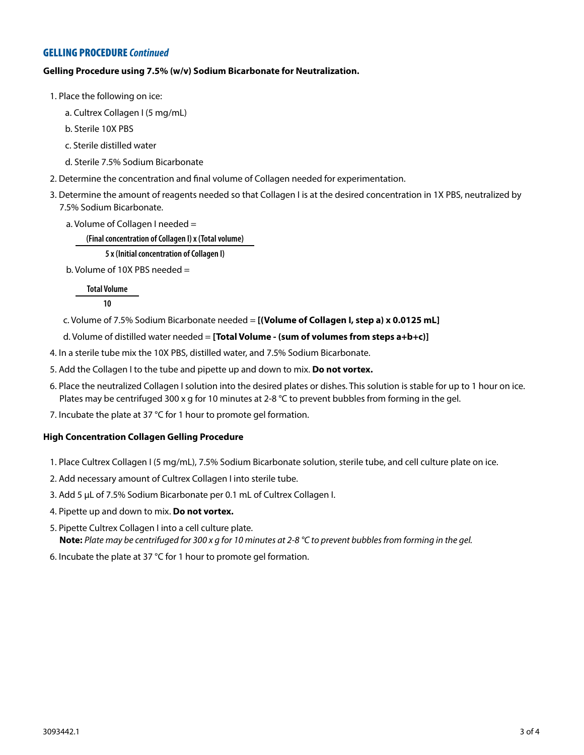## GELLING PROCEDURE *Continued*

**Gelling Procedure using 7.5% (w/v) Sodium Bicarbonate for Neutralization.**

1. Place the following on ice:
   a. Cultrex Collagen I (5 mg/mL)
   b. Sterile 10X PBS
   c. Sterile distilled water
   d. Sterile 7.5% Sodium Bicarbonate
2. Determine the concentration and final volume of Collagen needed for experimentation.
3. Determine the amount of reagents needed so that Collagen I is at the desired concentration in 1X PBS, neutralized by 7.5% Sodium Bicarbonate.
   a. Volume of Collagen I needed =
   $$\frac{\text{(Final concentration of Collagen I)} \times \text{(Total volume)}}{5 \times \text{(Initial concentration of Collagen I)}}$$
   b. Volume of 10X PBS needed =
   $$\frac{\text{Total Volume}}{10}$$
   c. Volume of 7.5% Sodium Bicarbonate needed = **[(Volume of Collagen I, step a) x 0.0125 mL]**
   d. Volume of distilled water needed = **[Total Volume - (sum of volumes from steps a+b+c)]**
4. In a sterile tube mix the 10X PBS, distilled water, and 7.5% Sodium Bicarbonate.
5. Add the Collagen I to the tube and pipette up and down to mix. **Do not vortex.**
6. Place the neutralized Collagen I solution into the desired plates or dishes. This solution is stable for up to 1 hour on ice. Plates may be centrifuged 300 x g for 10 minutes at 2-8 °C to prevent bubbles from forming in the gel.
7. Incubate the plate at 37 °C for 1 hour to promote gel formation.

**High Concentration Collagen Gelling Procedure**

1. Place Cultrex Collagen I (5 mg/mL), 7.5% Sodium Bicarbonate solution, sterile tube, and cell culture plate on ice.
2. Add necessary amount of Cultrex Collagen I into sterile tube.
3. Add 5 µL of 7.5% Sodium Bicarbonate per 0.1 mL of Cultrex Collagen I.
4. Pipette up and down to mix. **Do not vortex.**
5. Pipette Cultrex Collagen I into a cell culture plate.
   **Note:** *Plate may be centrifuged for 300 x g for 10 minutes at 2-8 °C to prevent bubbles from forming in the gel.*
6. Incubate the plate at 37 °C for 1 hour to promote gel formation.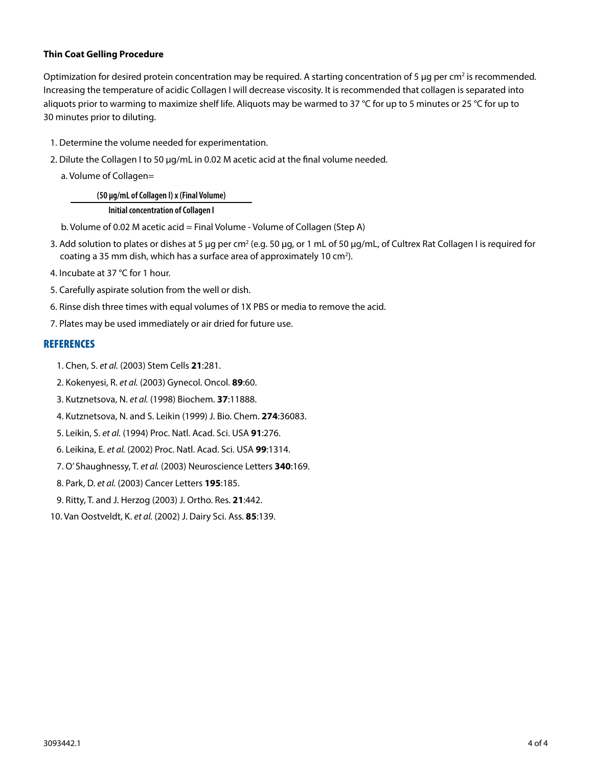### Thin Coat Gelling Procedure

Optimization for desired protein concentration may be required. A starting concentration of 5 µg per cm$^2$ is recommended. Increasing the temperature of acidic Collagen I will decrease viscosity. It is recommended that collagen is separated into aliquots prior to warming to maximize shelf life. Aliquots may be warmed to 37 °C for up to 5 minutes or 25 °C for up to 30 minutes prior to diluting.

1. Determine the volume needed for experimentation.
2. Dilute the Collagen I to 50 µg/mL in 0.02 M acetic acid at the final volume needed.
   a. Volume of Collagen=

   $$\frac{(50\ \mu g/mL\ \text{of Collagen I}) \times (\text{Final Volume})}{\text{Initial concentration of Collagen I}}$$

   b. Volume of 0.02 M acetic acid = Final Volume - Volume of Collagen (Step A)
3. Add solution to plates or dishes at 5 µg per cm$^2$ (e.g. 50 µg, or 1 mL of 50 µg/mL, of Cultrex Rat Collagen I is required for coating a 35 mm dish, which has a surface area of approximately 10 cm$^2$).
4. Incubate at 37 °C for 1 hour.
5. Carefully aspirate solution from the well or dish.
6. Rinse dish three times with equal volumes of 1X PBS or media to remove the acid.
7. Plates may be used immediately or air dried for future use.

## REFERENCES

1. Chen, S. *et al.* (2003) Stem Cells **21**:281.
2. Kokenyesi, R. *et al.* (2003) Gynecol. Oncol. **89**:60.
3. Kutznetsova, N. *et al.* (1998) Biochem. **37**:11888.
4. Kutznetsova, N. and S. Leikin (1999) J. Bio. Chem. **274**:36083.
5. Leikin, S. *et al.* (1994) Proc. Natl. Acad. Sci. USA **91**:276.
6. Leikina, E. *et al.* (2002) Proc. Natl. Acad. Sci. USA **99**:1314.
7. O' Shaughnessy, T. *et al.* (2003) Neuroscience Letters **340**:169.
8. Park, D. *et al.* (2003) Cancer Letters **195**:185.
9. Ritty, T. and J. Herzog (2003) J. Ortho. Res. **21**:442.
10. Van Oostveldt, K. *et al.* (2002) J. Dairy Sci. Ass. **85**:139.

3093442.1